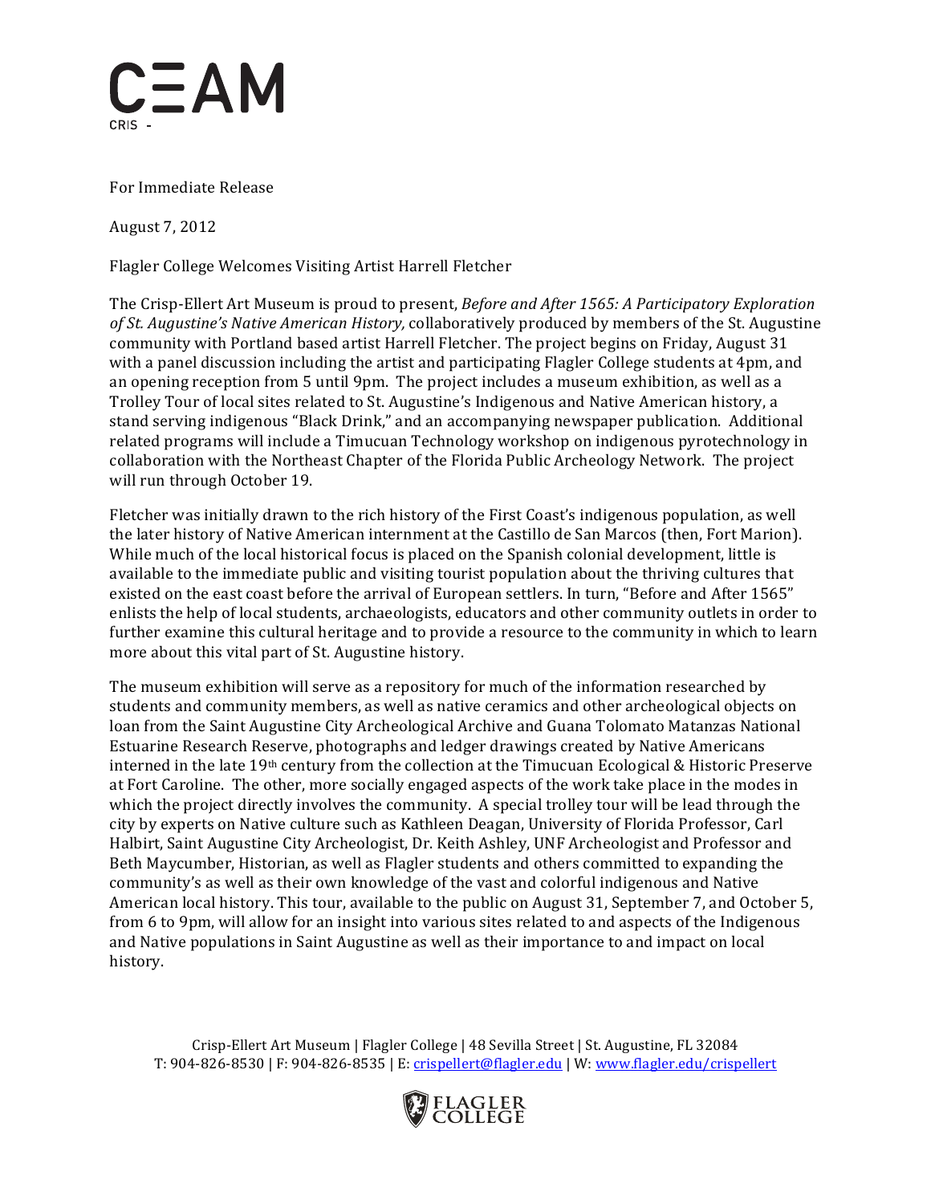CEAM

CRIS -

For Immediate Release

August 7, 2012

Flagler College Welcomes Visiting Artist Harrell Fletcher

The Crisp-Ellert Art Museum is proud to present, *Before and After 1565: A Participatory Exploration of St. Augustine's Native American History,* collaboratively produced by members of the St. Augustine community with Portland based artist Harrell Fletcher. The project begins on Friday, August 31 with a panel discussion including the artist and participating Flagler College students at 4pm, and an opening reception from 5 until 9pm. The project includes a museum exhibition, as well as a Trolley Tour of local sites related to St. Augustine's Indigenous and Native American history, a stand serving indigenous "Black Drink," and an accompanying newspaper publication. Additional related programs will include a Timucuan Technology workshop on indigenous pyrotechnology in collaboration with the Northeast Chapter of the Florida Public Archeology Network. The project will run through October 19.

Fletcher was initially drawn to the rich history of the First Coast's indigenous population, as well the later history of Native American internment at the Castillo de San Marcos (then, Fort Marion). While much of the local historical focus is placed on the Spanish colonial development, little is available to the immediate public and visiting tourist population about the thriving cultures that existed on the east coast before the arrival of European settlers. In turn, "Before and After 1565" enlists the help of local students, archaeologists, educators and other community outlets in order to further examine this cultural heritage and to provide a resource to the community in which to learn more about this vital part of St. Augustine history.

The museum exhibition will serve as a repository for much of the information researched by students and community members, as well as native ceramics and other archeological objects on loan from the Saint Augustine City Archeological Archive and Guana Tolomato Matanzas National Estuarine Research Reserve, photographs and ledger drawings created by Native Americans interned in the late 19th century from the collection at the Timucuan Ecological & Historic Preserve at Fort Caroline. The other, more socially engaged aspects of the work take place in the modes in which the project directly involves the community. A special trolley tour will be lead through the city by experts on Native culture such as Kathleen Deagan, University of Florida Professor, Carl Halbirt, Saint Augustine City Archeologist, Dr. Keith Ashley, UNF Archeologist and Professor and Beth Maycumber, Historian, as well as Flagler students and others committed to expanding the community's as well as their own knowledge of the vast and colorful indigenous and Native American local history. This tour, available to the public on August 31, September 7, and October 5, from 6 to 9pm, will allow for an insight into various sites related to and aspects of the Indigenous and Native populations in Saint Augustine as well as their importance to and impact on local history.

Crisp-Ellert Art Museum | Flagler College | 48 Sevilla Street | St. Augustine, FL 32084
T: 904-826-8530 | F: 904-826-8535 | E: crispellert@flagler.edu | W: www.flagler.edu/crispellert

FLAGLER COLLEGE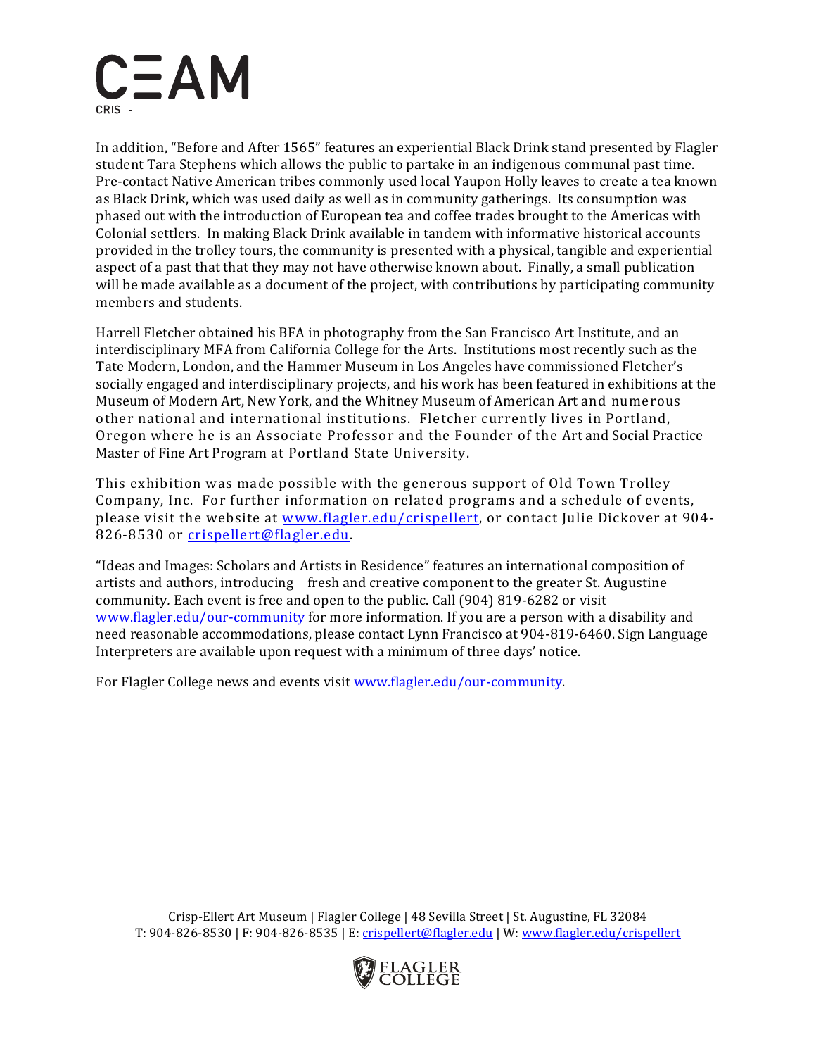In addition, "Before and After 1565" features an experiential Black Drink stand presented by Flagler student Tara Stephens which allows the public to partake in an indigenous communal past time. Pre-contact Native American tribes commonly used local Yaupon Holly leaves to create a tea known as Black Drink, which was used daily as well as in community gatherings. Its consumption was phased out with the introduction of European tea and coffee trades brought to the Americas with Colonial settlers. In making Black Drink available in tandem with informative historical accounts provided in the trolley tours, the community is presented with a physical, tangible and experiential aspect of a past that that they may not have otherwise known about. Finally, a small publication will be made available as a document of the project, with contributions by participating community members and students.

Harrell Fletcher obtained his BFA in photography from the San Francisco Art Institute, and an interdisciplinary MFA from California College for the Arts. Institutions most recently such as the Tate Modern, London, and the Hammer Museum in Los Angeles have commissioned Fletcher's socially engaged and interdisciplinary projects, and his work has been featured in exhibitions at the Museum of Modern Art, New York, and the Whitney Museum of American Art and numerous other national and international institutions. Fletcher currently lives in Portland, Oregon where he is an Associate Professor and the Founder of the Art and Social Practice Master of Fine Art Program at Portland State University.

This exhibition was made possible with the generous support of Old Town Trolley Company, Inc. For further information on related programs and a schedule of events, please visit the website at www.flagler.edu/crispellert, or contact Julie Dickover at 904-826-8530 or crispellert@flagler.edu.

"Ideas and Images: Scholars and Artists in Residence" features an international composition of artists and authors, introducing fresh and creative component to the greater St. Augustine community. Each event is free and open to the public. Call (904) 819-6282 or visit www.flagler.edu/our-community for more information. If you are a person with a disability and need reasonable accommodations, please contact Lynn Francisco at 904-819-6460. Sign Language Interpreters are available upon request with a minimum of three days' notice.

For Flagler College news and events visit www.flagler.edu/our-community.